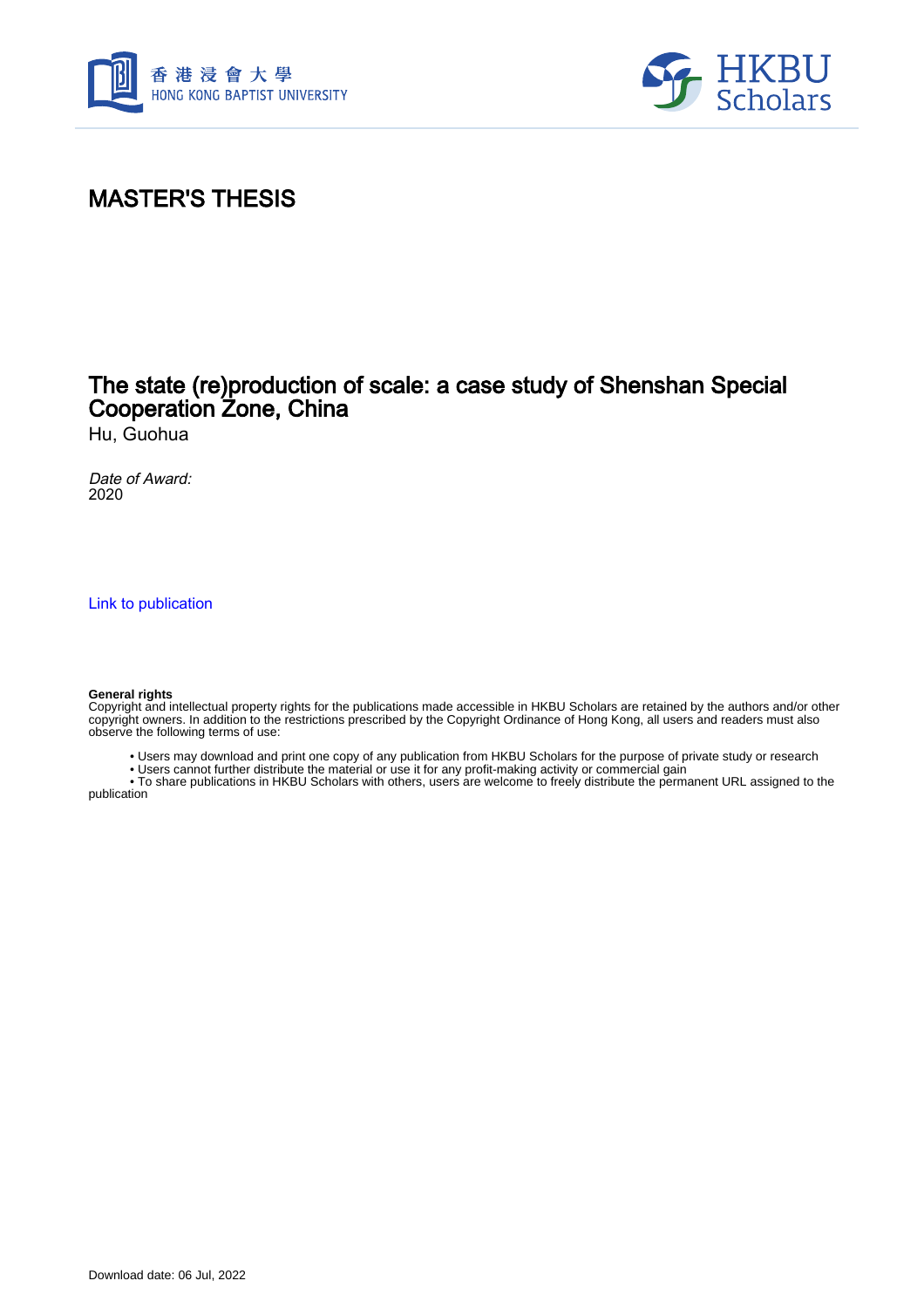# MASTER'S THESIS

## The state (re)production of scale: a case study of Shenshan Special Cooperation Zone, China

Hu, Guohua

*Date of Award:*
2020

Link to publication

**General rights**
Copyright and intellectual property rights for the publications made accessible in HKBU Scholars are retained by the authors and/or other copyright owners. In addition to the restrictions prescribed by the Copyright Ordinance of Hong Kong, all users and readers must also observe the following terms of use:

- Users may download and print one copy of any publication from HKBU Scholars for the purpose of private study or research
- Users cannot further distribute the material or use it for any profit-making activity or commercial gain
- To share publications in HKBU Scholars with others, users are welcome to freely distribute the permanent URL assigned to the publication

Download date: 06 Jul, 2022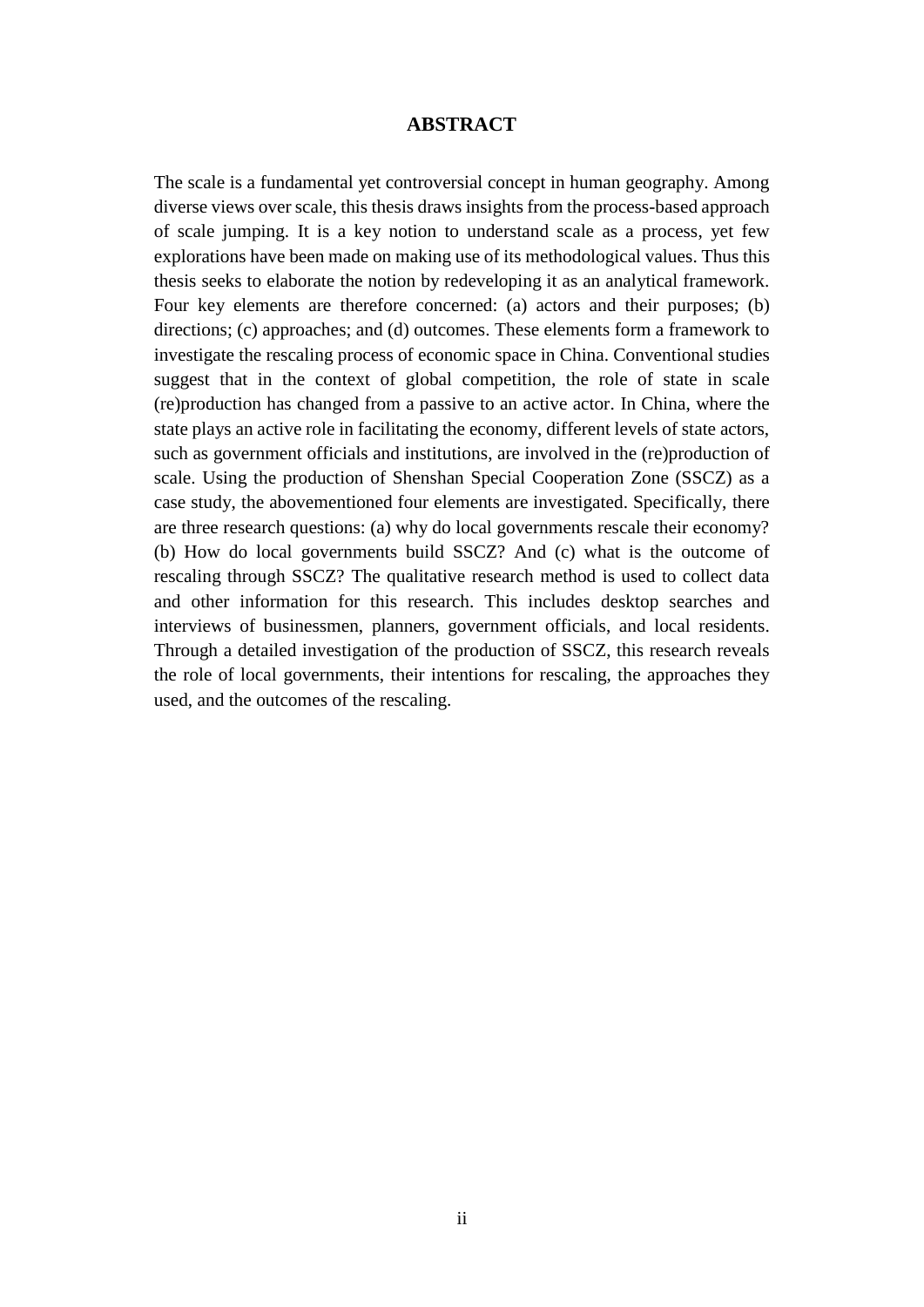# ABSTRACT

The scale is a fundamental yet controversial concept in human geography. Among diverse views over scale, this thesis draws insights from the process-based approach of scale jumping. It is a key notion to understand scale as a process, yet few explorations have been made on making use of its methodological values. Thus this thesis seeks to elaborate the notion by redeveloping it as an analytical framework. Four key elements are therefore concerned: (a) actors and their purposes; (b) directions; (c) approaches; and (d) outcomes. These elements form a framework to investigate the rescaling process of economic space in China. Conventional studies suggest that in the context of global competition, the role of state in scale (re)production has changed from a passive to an active actor. In China, where the state plays an active role in facilitating the economy, different levels of state actors, such as government officials and institutions, are involved in the (re)production of scale. Using the production of Shenshan Special Cooperation Zone (SSCZ) as a case study, the abovementioned four elements are investigated. Specifically, there are three research questions: (a) why do local governments rescale their economy? (b) How do local governments build SSCZ? And (c) what is the outcome of rescaling through SSCZ? The qualitative research method is used to collect data and other information for this research. This includes desktop searches and interviews of businessmen, planners, government officials, and local residents. Through a detailed investigation of the production of SSCZ, this research reveals the role of local governments, their intentions for rescaling, the approaches they used, and the outcomes of the rescaling.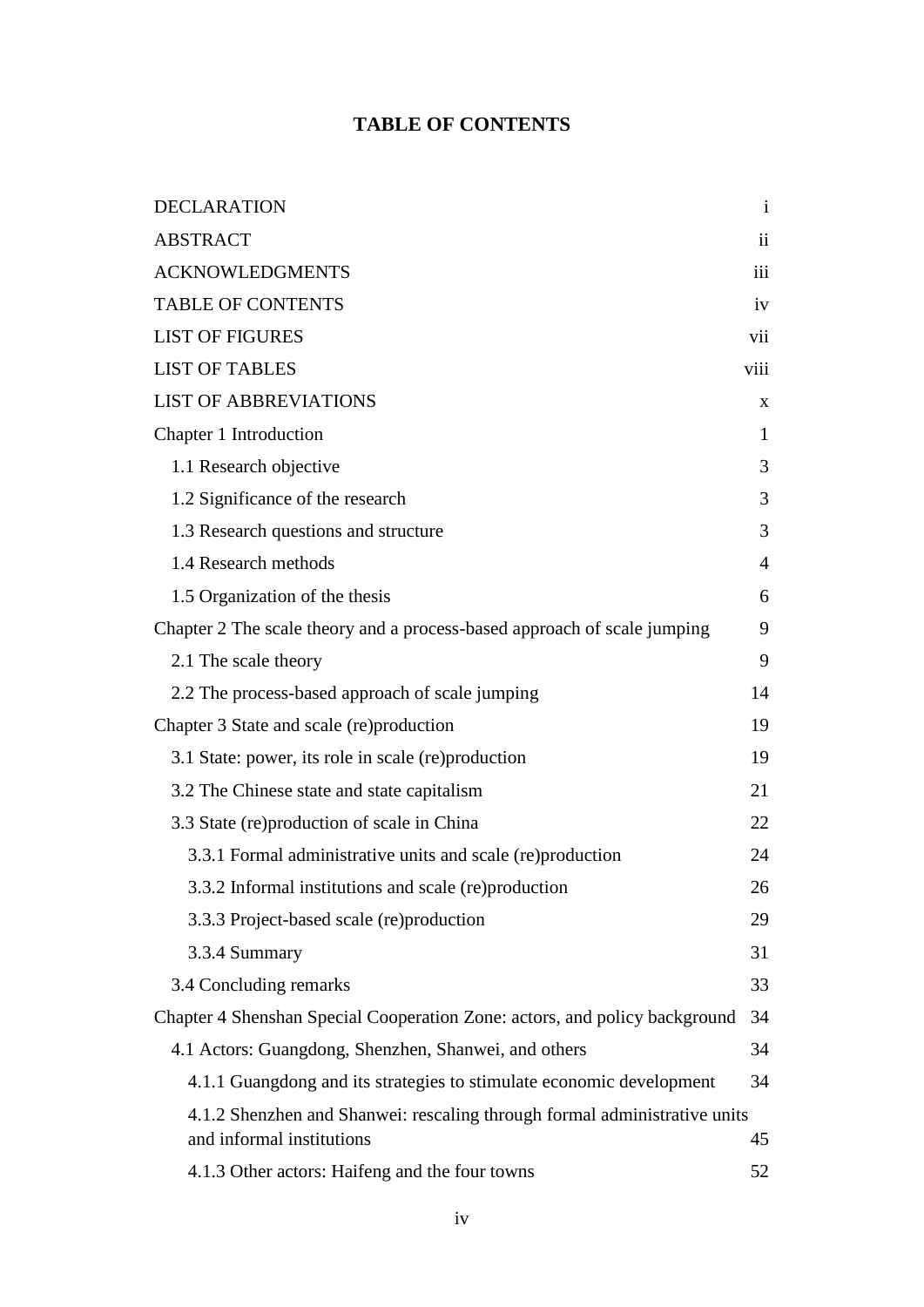# TABLE OF CONTENTS

| | |
|---|---|
| DECLARATION | i |
| ABSTRACT | ii |
| ACKNOWLEDGMENTS | iii |
| TABLE OF CONTENTS | iv |
| LIST OF FIGURES | vii |
| LIST OF TABLES | viii |
| LIST OF ABBREVIATIONS | x |
| Chapter 1 Introduction | 1 |
| 1.1 Research objective | 3 |
| 1.2 Significance of the research | 3 |
| 1.3 Research questions and structure | 3 |
| 1.4 Research methods | 4 |
| 1.5 Organization of the thesis | 6 |
| Chapter 2 The scale theory and a process-based approach of scale jumping | 9 |
| 2.1 The scale theory | 9 |
| 2.2 The process-based approach of scale jumping | 14 |
| Chapter 3 State and scale (re)production | 19 |
| 3.1 State: power, its role in scale (re)production | 19 |
| 3.2 The Chinese state and state capitalism | 21 |
| 3.3 State (re)production of scale in China | 22 |
| 3.3.1 Formal administrative units and scale (re)production | 24 |
| 3.3.2 Informal institutions and scale (re)production | 26 |
| 3.3.3 Project-based scale (re)production | 29 |
| 3.3.4 Summary | 31 |
| 3.4 Concluding remarks | 33 |
| Chapter 4 Shenshan Special Cooperation Zone: actors, and policy background | 34 |
| 4.1 Actors: Guangdong, Shenzhen, Shanwei, and others | 34 |
| 4.1.1 Guangdong and its strategies to stimulate economic development | 34 |
| 4.1.2 Shenzhen and Shanwei: rescaling through formal administrative units and informal institutions | 45 |
| 4.1.3 Other actors: Haifeng and the four towns | 52 |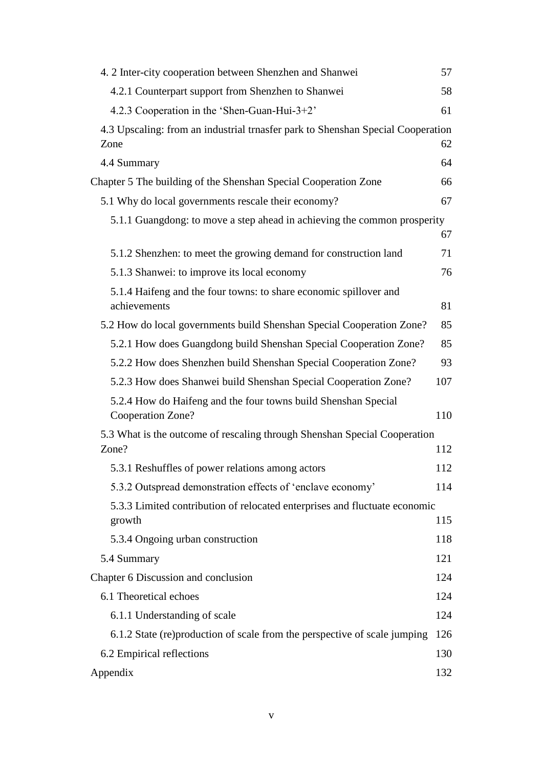4. 2 Inter-city cooperation between Shenzhen and Shanwei 57

4.2.1 Counterpart support from Shenzhen to Shanwei 58

4.2.3 Cooperation in the ‘Shen-Guan-Hui-3+2’ 61

4.3 Upscaling: from an industrial trnasfer park to Shenshan Special Cooperation Zone 62

4.4 Summary 64

Chapter 5 The building of the Shenshan Special Cooperation Zone 66

5.1 Why do local governments rescale their economy? 67

5.1.1 Guangdong: to move a step ahead in achieving the common prosperity 67

5.1.2 Shenzhen: to meet the growing demand for construction land 71

5.1.3 Shanwei: to improve its local economy 76

5.1.4 Haifeng and the four towns: to share economic spillover and achievements 81

5.2 How do local governments build Shenshan Special Cooperation Zone? 85

5.2.1 How does Guangdong build Shenshan Special Cooperation Zone? 85

5.2.2 How does Shenzhen build Shenshan Special Cooperation Zone? 93

5.2.3 How does Shanwei build Shenshan Special Cooperation Zone? 107

5.2.4 How do Haifeng and the four towns build Shenshan Special Cooperation Zone? 110

5.3 What is the outcome of rescaling through Shenshan Special Cooperation Zone? 112

5.3.1 Reshuffles of power relations among actors 112

5.3.2 Outspread demonstration effects of ‘enclave economy’ 114

5.3.3 Limited contribution of relocated enterprises and fluctuate economic growth 115

5.3.4 Ongoing urban construction 118

5.4 Summary 121

Chapter 6 Discussion and conclusion 124

6.1 Theoretical echoes 124

6.1.1 Understanding of scale 124

6.1.2 State (re)production of scale from the perspective of scale jumping 126

6.2 Empirical reflections 130

Appendix 132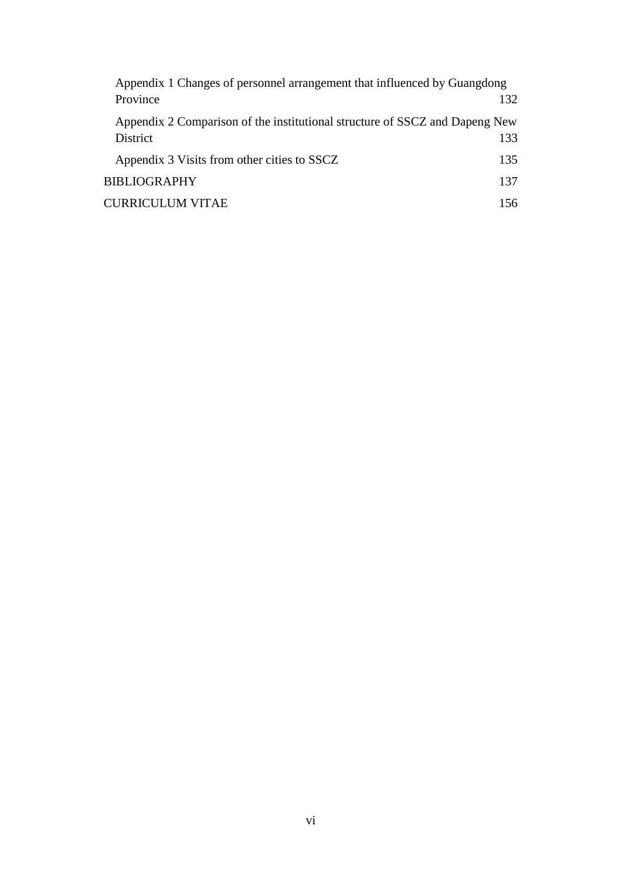Appendix 1 Changes of personnel arrangement that influenced by Guangdong Province 132

Appendix 2 Comparison of the institutional structure of SSCZ and Dapeng New District 133

Appendix 3 Visits from other cities to SSCZ 135

BIBLIOGRAPHY 137

CURRICULUM VITAE 156